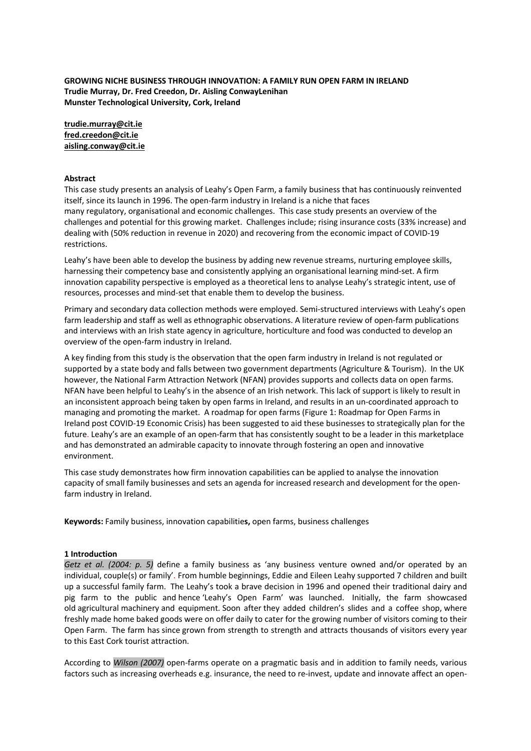**GROWING NICHE BUSINESS THROUGH INNOVATION: A FAMILY RUN OPEN FARM IN IRELAND**
**Trudie Murray, Dr. Fred Creedon, Dr. Aisling ConwayLenihan**
**Munster Technological University, Cork, Ireland**

**trudie.murray@cit.ie**
**fred.creedon@cit.ie**
**aisling.conway@cit.ie**

**Abstract**

This case study presents an analysis of Leahy's Open Farm, a family business that has continuously reinvented itself, since its launch in 1996. The open-farm industry in Ireland is a niche that faces many regulatory, organisational and economic challenges. This case study presents an overview of the challenges and potential for this growing market. Challenges include; rising insurance costs (33% increase) and dealing with (50% reduction in revenue in 2020) and recovering from the economic impact of COVID-19 restrictions.

Leahy's have been able to develop the business by adding new revenue streams, nurturing employee skills, harnessing their competency base and consistently applying an organisational learning mind-set. A firm innovation capability perspective is employed as a theoretical lens to analyse Leahy's strategic intent, use of resources, processes and mind-set that enable them to develop the business.

Primary and secondary data collection methods were employed. Semi-structured interviews with Leahy's open farm leadership and staff as well as ethnographic observations. A literature review of open-farm publications and interviews with an Irish state agency in agriculture, horticulture and food was conducted to develop an overview of the open-farm industry in Ireland.

A key finding from this study is the observation that the open farm industry in Ireland is not regulated or supported by a state body and falls between two government departments (Agriculture & Tourism). In the UK however, the National Farm Attraction Network (NFAN) provides supports and collects data on open farms. NFAN have been helpful to Leahy's in the absence of an Irish network. This lack of support is likely to result in an inconsistent approach being taken by open farms in Ireland, and results in an un-coordinated approach to managing and promoting the market. A roadmap for open farms (Figure 1: Roadmap for Open Farms in Ireland post COVID-19 Economic Crisis) has been suggested to aid these businesses to strategically plan for the future. Leahy's are an example of an open-farm that has consistently sought to be a leader in this marketplace and has demonstrated an admirable capacity to innovate through fostering an open and innovative environment.

This case study demonstrates how firm innovation capabilities can be applied to analyse the innovation capacity of small family businesses and sets an agenda for increased research and development for the open-farm industry in Ireland.

**Keywords:** Family business, innovation capabilities, open farms, business challenges

## 1 Introduction

*Getz et al. (2004: p. 5)* define a family business as 'any business venture owned and/or operated by an individual, couple(s) or family'. From humble beginnings, Eddie and Eileen Leahy supported 7 children and built up a successful family farm. The Leahy's took a brave decision in 1996 and opened their traditional dairy and pig farm to the public and hence 'Leahy's Open Farm' was launched. Initially, the farm showcased old agricultural machinery and equipment. Soon after they added children's slides and a coffee shop, where freshly made home baked goods were on offer daily to cater for the growing number of visitors coming to their Open Farm. The farm has since grown from strength to strength and attracts thousands of visitors every year to this East Cork tourist attraction.

According to *Wilson (2007)* open-farms operate on a pragmatic basis and in addition to family needs, various factors such as increasing overheads e.g. insurance, the need to re-invest, update and innovate affect an open-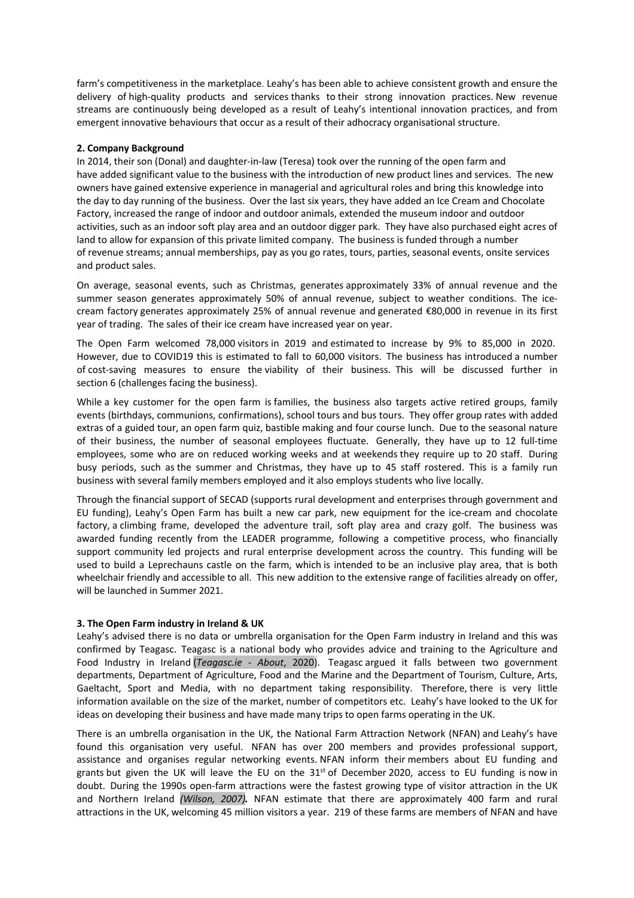farm's competitiveness in the marketplace. Leahy's has been able to achieve consistent growth and ensure the delivery of high-quality products and services thanks to their strong innovation practices. New revenue streams are continuously being developed as a result of Leahy's intentional innovation practices, and from emergent innovative behaviours that occur as a result of their adhocracy organisational structure.

**2. Company Background**

In 2014, their son (Donal) and daughter-in-law (Teresa) took over the running of the open farm and have added significant value to the business with the introduction of new product lines and services. The new owners have gained extensive experience in managerial and agricultural roles and bring this knowledge into the day to day running of the business. Over the last six years, they have added an Ice Cream and Chocolate Factory, increased the range of indoor and outdoor animals, extended the museum indoor and outdoor activities, such as an indoor soft play area and an outdoor digger park. They have also purchased eight acres of land to allow for expansion of this private limited company. The business is funded through a number of revenue streams; annual memberships, pay as you go rates, tours, parties, seasonal events, onsite services and product sales.

On average, seasonal events, such as Christmas, generates approximately 33% of annual revenue and the summer season generates approximately 50% of annual revenue, subject to weather conditions. The ice-cream factory generates approximately 25% of annual revenue and generated €80,000 in revenue in its first year of trading. The sales of their ice cream have increased year on year.

The Open Farm welcomed 78,000 visitors in 2019 and estimated to increase by 9% to 85,000 in 2020. However, due to COVID19 this is estimated to fall to 60,000 visitors. The business has introduced a number of cost-saving measures to ensure the viability of their business. This will be discussed further in section 6 (challenges facing the business).

While a key customer for the open farm is families, the business also targets active retired groups, family events (birthdays, communions, confirmations), school tours and bus tours. They offer group rates with added extras of a guided tour, an open farm quiz, bastible making and four course lunch. Due to the seasonal nature of their business, the number of seasonal employees fluctuate. Generally, they have up to 12 full-time employees, some who are on reduced working weeks and at weekends they require up to 20 staff. During busy periods, such as the summer and Christmas, they have up to 45 staff rostered. This is a family run business with several family members employed and it also employs students who live locally.

Through the financial support of SECAD (supports rural development and enterprises through government and EU funding), Leahy's Open Farm has built a new car park, new equipment for the ice-cream and chocolate factory, a climbing frame, developed the adventure trail, soft play area and crazy golf. The business was awarded funding recently from the LEADER programme, following a competitive process, who financially support community led projects and rural enterprise development across the country. This funding will be used to build a Leprechauns castle on the farm, which is intended to be an inclusive play area, that is both wheelchair friendly and accessible to all. This new addition to the extensive range of facilities already on offer, will be launched in Summer 2021.

**3. The Open Farm industry in Ireland & UK**

Leahy's advised there is no data or umbrella organisation for the Open Farm industry in Ireland and this was confirmed by Teagasc. Teagasc is a national body who provides advice and training to the Agriculture and Food Industry in Ireland (*Teagasc.ie - About*, 2020). Teagasc argued it falls between two government departments, Department of Agriculture, Food and the Marine and the Department of Tourism, Culture, Arts, Gaeltacht, Sport and Media, with no department taking responsibility. Therefore, there is very little information available on the size of the market, number of competitors etc. Leahy's have looked to the UK for ideas on developing their business and have made many trips to open farms operating in the UK.

There is an umbrella organisation in the UK, the National Farm Attraction Network (NFAN) and Leahy's have found this organisation very useful. NFAN has over 200 members and provides professional support, assistance and organises regular networking events. NFAN inform their members about EU funding and grants but given the UK will leave the EU on the 31st of December 2020, access to EU funding is now in doubt. During the 1990s open-farm attractions were the fastest growing type of visitor attraction in the UK and Northern Ireland ***(Wilson, 2007).*** NFAN estimate that there are approximately 400 farm and rural attractions in the UK, welcoming 45 million visitors a year. 219 of these farms are members of NFAN and have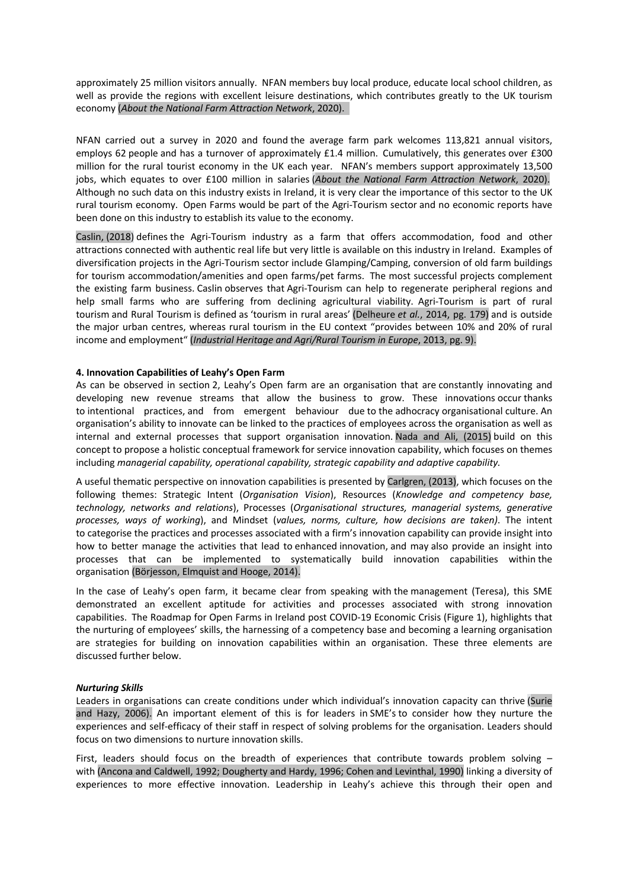approximately 25 million visitors annually. NFAN members buy local produce, educate local school children, as well as provide the regions with excellent leisure destinations, which contributes greatly to the UK tourism economy (*About the National Farm Attraction Network*, 2020).

NFAN carried out a survey in 2020 and found the average farm park welcomes 113,821 annual visitors, employs 62 people and has a turnover of approximately £1.4 million. Cumulatively, this generates over £300 million for the rural tourist economy in the UK each year. NFAN's members support approximately 13,500 jobs, which equates to over £100 million in salaries (*About the National Farm Attraction Network*, 2020). Although no such data on this industry exists in Ireland, it is very clear the importance of this sector to the UK rural tourism economy. Open Farms would be part of the Agri-Tourism sector and no economic reports have been done on this industry to establish its value to the economy.

Caslin, (2018) defines the Agri-Tourism industry as a farm that offers accommodation, food and other attractions connected with authentic real life but very little is available on this industry in Ireland. Examples of diversification projects in the Agri-Tourism sector include Glamping/Camping, conversion of old farm buildings for tourism accommodation/amenities and open farms/pet farms. The most successful projects complement the existing farm business. Caslin observes that Agri-Tourism can help to regenerate peripheral regions and help small farms who are suffering from declining agricultural viability. Agri-Tourism is part of rural tourism and Rural Tourism is defined as 'tourism in rural areas' (Delheure *et al.*, 2014, pg. 179) and is outside the major urban centres, whereas rural tourism in the EU context "provides between 10% and 20% of rural income and employment" (*Industrial Heritage and Agri/Rural Tourism in Europe*, 2013, pg. 9).

**4. Innovation Capabilities of Leahy's Open Farm**

As can be observed in section 2, Leahy's Open farm are an organisation that are constantly innovating and developing new revenue streams that allow the business to grow. These innovations occur thanks to intentional practices, and from emergent behaviour due to the adhocracy organisational culture. An organisation's ability to innovate can be linked to the practices of employees across the organisation as well as internal and external processes that support organisation innovation. Nada and Ali, (2015) build on this concept to propose a holistic conceptual framework for service innovation capability, which focuses on themes including *managerial capability, operational capability, strategic capability and adaptive capability.*

A useful thematic perspective on innovation capabilities is presented by Carlgren, (2013), which focuses on the following themes: Strategic Intent (*Organisation Vision*), Resources (*Knowledge and competency base, technology, networks and relations*), Processes (*Organisational structures, managerial systems, generative processes, ways of working*), and Mindset (*values, norms, culture, how decisions are taken)*. The intent to categorise the practices and processes associated with a firm's innovation capability can provide insight into how to better manage the activities that lead to enhanced innovation, and may also provide an insight into processes that can be implemented to systematically build innovation capabilities within the organisation (Börjesson, Elmquist and Hooge, 2014).

In the case of Leahy's open farm, it became clear from speaking with the management (Teresa), this SME demonstrated an excellent aptitude for activities and processes associated with strong innovation capabilities. The Roadmap for Open Farms in Ireland post COVID-19 Economic Crisis (Figure 1), highlights that the nurturing of employees' skills, the harnessing of a competency base and becoming a learning organisation are strategies for building on innovation capabilities within an organisation. These three elements are discussed further below.

***Nurturing Skills***

Leaders in organisations can create conditions under which individual's innovation capacity can thrive (Surie and Hazy, 2006). An important element of this is for leaders in SME's to consider how they nurture the experiences and self-efficacy of their staff in respect of solving problems for the organisation. Leaders should focus on two dimensions to nurture innovation skills.

First, leaders should focus on the breadth of experiences that contribute towards problem solving – with (Ancona and Caldwell, 1992; Dougherty and Hardy, 1996; Cohen and Levinthal, 1990) linking a diversity of experiences to more effective innovation. Leadership in Leahy's achieve this through their open and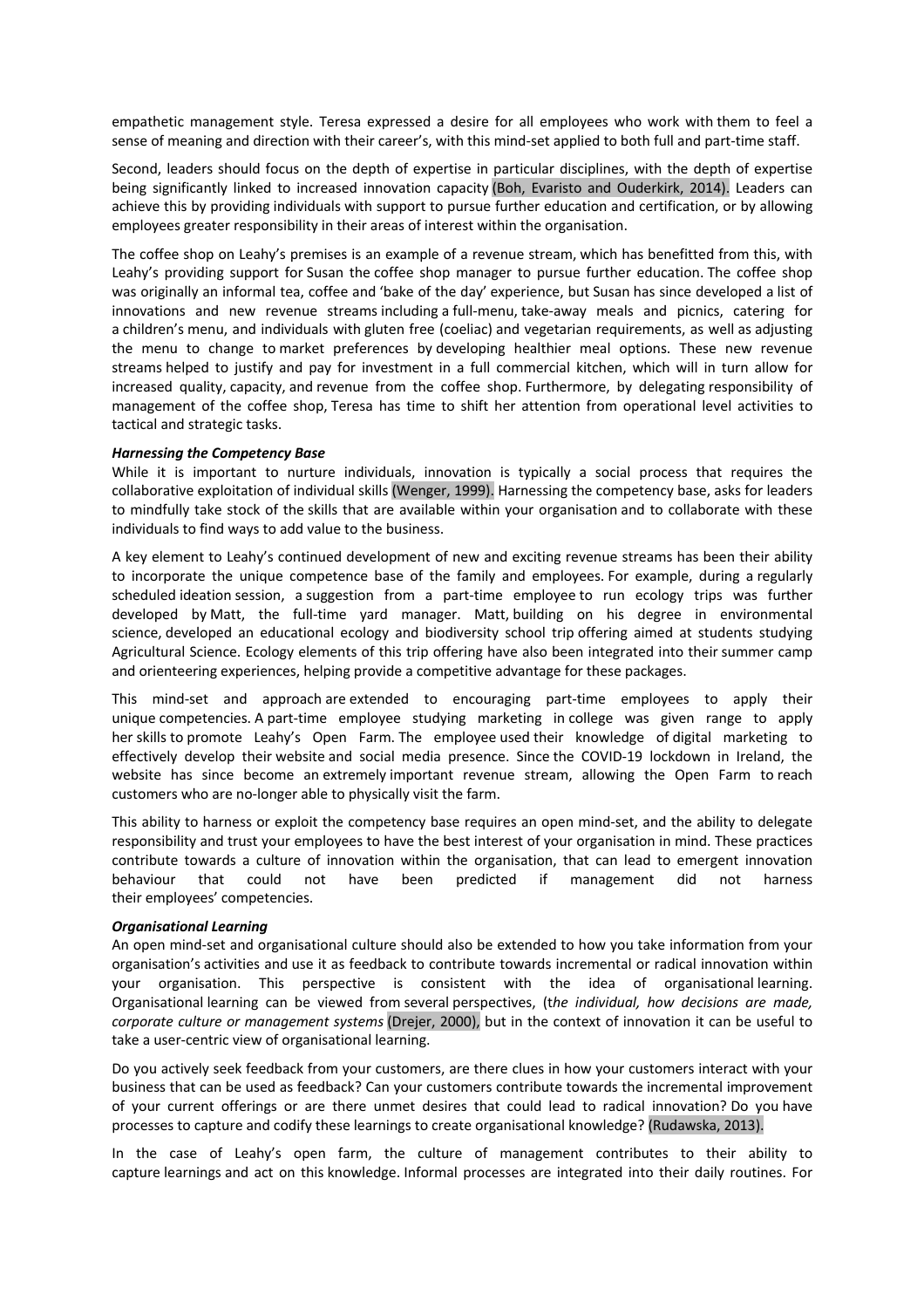empathetic management style. Teresa expressed a desire for all employees who work with them to feel a sense of meaning and direction with their career's, with this mind-set applied to both full and part-time staff.

Second, leaders should focus on the depth of expertise in particular disciplines, with the depth of expertise being significantly linked to increased innovation capacity (Boh, Evaristo and Ouderkirk, 2014). Leaders can achieve this by providing individuals with support to pursue further education and certification, or by allowing employees greater responsibility in their areas of interest within the organisation.

The coffee shop on Leahy's premises is an example of a revenue stream, which has benefitted from this, with Leahy's providing support for Susan the coffee shop manager to pursue further education. The coffee shop was originally an informal tea, coffee and 'bake of the day' experience, but Susan has since developed a list of innovations and new revenue streams including a full-menu, take-away meals and picnics, catering for a children's menu, and individuals with gluten free (coeliac) and vegetarian requirements, as well as adjusting the menu to change to market preferences by developing healthier meal options. These new revenue streams helped to justify and pay for investment in a full commercial kitchen, which will in turn allow for increased quality, capacity, and revenue from the coffee shop. Furthermore, by delegating responsibility of management of the coffee shop, Teresa has time to shift her attention from operational level activities to tactical and strategic tasks.

***Harnessing the Competency Base***

While it is important to nurture individuals, innovation is typically a social process that requires the collaborative exploitation of individual skills (Wenger, 1999). Harnessing the competency base, asks for leaders to mindfully take stock of the skills that are available within your organisation and to collaborate with these individuals to find ways to add value to the business.

A key element to Leahy's continued development of new and exciting revenue streams has been their ability to incorporate the unique competence base of the family and employees. For example, during a regularly scheduled ideation session, a suggestion from a part-time employee to run ecology trips was further developed by Matt, the full-time yard manager. Matt, building on his degree in environmental science, developed an educational ecology and biodiversity school trip offering aimed at students studying Agricultural Science. Ecology elements of this trip offering have also been integrated into their summer camp and orienteering experiences, helping provide a competitive advantage for these packages.

This mind-set and approach are extended to encouraging part-time employees to apply their unique competencies. A part-time employee studying marketing in college was given range to apply her skills to promote Leahy's Open Farm. The employee used their knowledge of digital marketing to effectively develop their website and social media presence. Since the COVID-19 lockdown in Ireland, the website has since become an extremely important revenue stream, allowing the Open Farm to reach customers who are no-longer able to physically visit the farm.

This ability to harness or exploit the competency base requires an open mind-set, and the ability to delegate responsibility and trust your employees to have the best interest of your organisation in mind. These practices contribute towards a culture of innovation within the organisation, that can lead to emergent innovation behaviour that could not have been predicted if management did not harness their employees' competencies.

***Organisational Learning***

An open mind-set and organisational culture should also be extended to how you take information from your organisation's activities and use it as feedback to contribute towards incremental or radical innovation within your organisation. This perspective is consistent with the idea of organisational learning. Organisational learning can be viewed from several perspectives, (t*he individual, how decisions are made, corporate culture or management systems* (Drejer, 2000), but in the context of innovation it can be useful to take a user-centric view of organisational learning.

Do you actively seek feedback from your customers, are there clues in how your customers interact with your business that can be used as feedback? Can your customers contribute towards the incremental improvement of your current offerings or are there unmet desires that could lead to radical innovation? Do you have processes to capture and codify these learnings to create organisational knowledge? (Rudawska, 2013).

In the case of Leahy's open farm, the culture of management contributes to their ability to capture learnings and act on this knowledge. Informal processes are integrated into their daily routines. For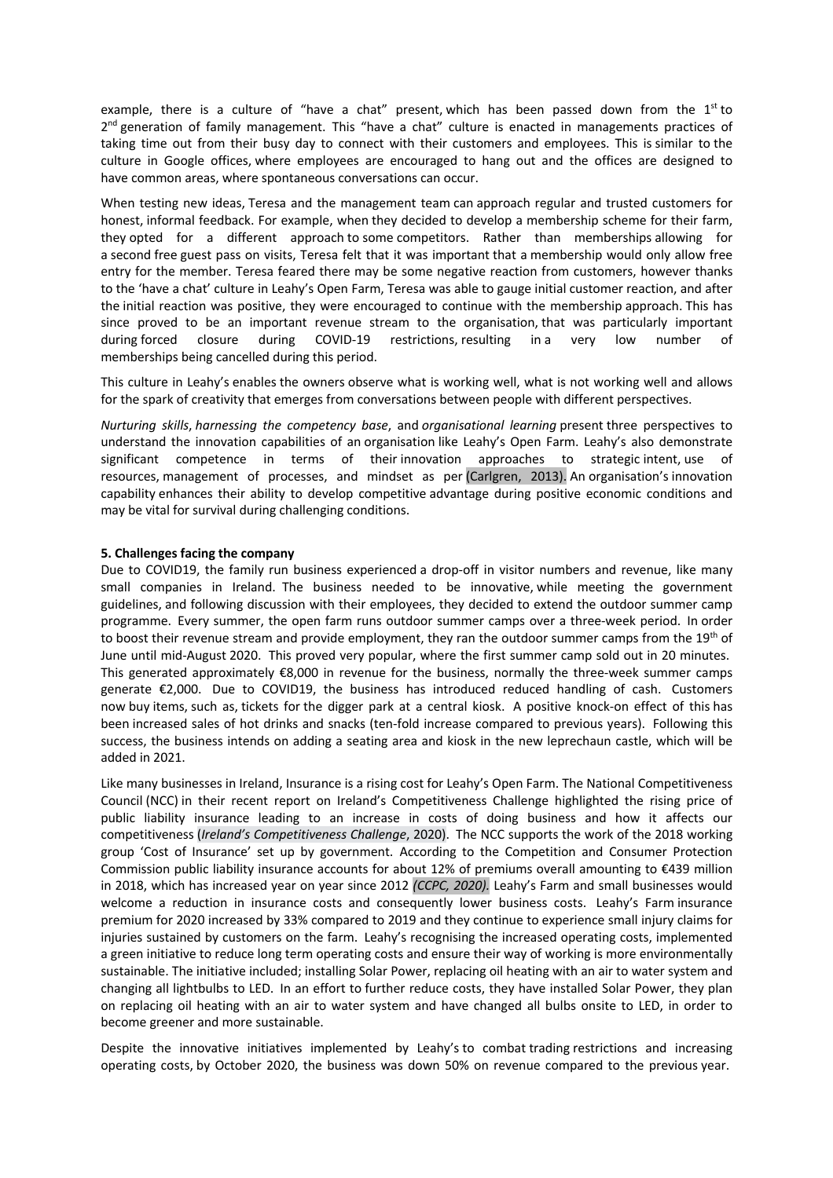example, there is a culture of "have a chat" present, which has been passed down from the 1st to 2nd generation of family management. This "have a chat" culture is enacted in managements practices of taking time out from their busy day to connect with their customers and employees. This is similar to the culture in Google offices, where employees are encouraged to hang out and the offices are designed to have common areas, where spontaneous conversations can occur.

When testing new ideas, Teresa and the management team can approach regular and trusted customers for honest, informal feedback. For example, when they decided to develop a membership scheme for their farm, they opted for a different approach to some competitors. Rather than memberships allowing for a second free guest pass on visits, Teresa felt that it was important that a membership would only allow free entry for the member. Teresa feared there may be some negative reaction from customers, however thanks to the 'have a chat' culture in Leahy's Open Farm, Teresa was able to gauge initial customer reaction, and after the initial reaction was positive, they were encouraged to continue with the membership approach. This has since proved to be an important revenue stream to the organisation, that was particularly important during forced closure during COVID-19 restrictions, resulting in a very low number of memberships being cancelled during this period.

This culture in Leahy's enables the owners observe what is working well, what is not working well and allows for the spark of creativity that emerges from conversations between people with different perspectives.

*Nurturing skills*, *harnessing the competency base*, and *organisational learning* present three perspectives to understand the innovation capabilities of an organisation like Leahy's Open Farm. Leahy's also demonstrate significant competence in terms of their innovation approaches to strategic intent, use of resources, management of processes, and mindset as per (Carlgren, 2013). An organisation's innovation capability enhances their ability to develop competitive advantage during positive economic conditions and may be vital for survival during challenging conditions.

**5. Challenges facing the company**

Due to COVID19, the family run business experienced a drop-off in visitor numbers and revenue, like many small companies in Ireland. The business needed to be innovative, while meeting the government guidelines, and following discussion with their employees, they decided to extend the outdoor summer camp programme. Every summer, the open farm runs outdoor summer camps over a three-week period. In order to boost their revenue stream and provide employment, they ran the outdoor summer camps from the 19th of June until mid-August 2020. This proved very popular, where the first summer camp sold out in 20 minutes. This generated approximately €8,000 in revenue for the business, normally the three-week summer camps generate €2,000. Due to COVID19, the business has introduced reduced handling of cash. Customers now buy items, such as, tickets for the digger park at a central kiosk. A positive knock-on effect of this has been increased sales of hot drinks and snacks (ten-fold increase compared to previous years). Following this success, the business intends on adding a seating area and kiosk in the new leprechaun castle, which will be added in 2021.

Like many businesses in Ireland, Insurance is a rising cost for Leahy's Open Farm. The National Competitiveness Council (NCC) in their recent report on Ireland's Competitiveness Challenge highlighted the rising price of public liability insurance leading to an increase in costs of doing business and how it affects our competitiveness (*Ireland's Competitiveness Challenge*, 2020). The NCC supports the work of the 2018 working group 'Cost of Insurance' set up by government. According to the Competition and Consumer Protection Commission public liability insurance accounts for about 12% of premiums overall amounting to €439 million in 2018, which has increased year on year since 2012 *(CCPC, 2020).* Leahy's Farm and small businesses would welcome a reduction in insurance costs and consequently lower business costs. Leahy's Farm insurance premium for 2020 increased by 33% compared to 2019 and they continue to experience small injury claims for injuries sustained by customers on the farm. Leahy's recognising the increased operating costs, implemented a green initiative to reduce long term operating costs and ensure their way of working is more environmentally sustainable. The initiative included; installing Solar Power, replacing oil heating with an air to water system and changing all lightbulbs to LED. In an effort to further reduce costs, they have installed Solar Power, they plan on replacing oil heating with an air to water system and have changed all bulbs onsite to LED, in order to become greener and more sustainable.

Despite the innovative initiatives implemented by Leahy's to combat trading restrictions and increasing operating costs, by October 2020, the business was down 50% on revenue compared to the previous year.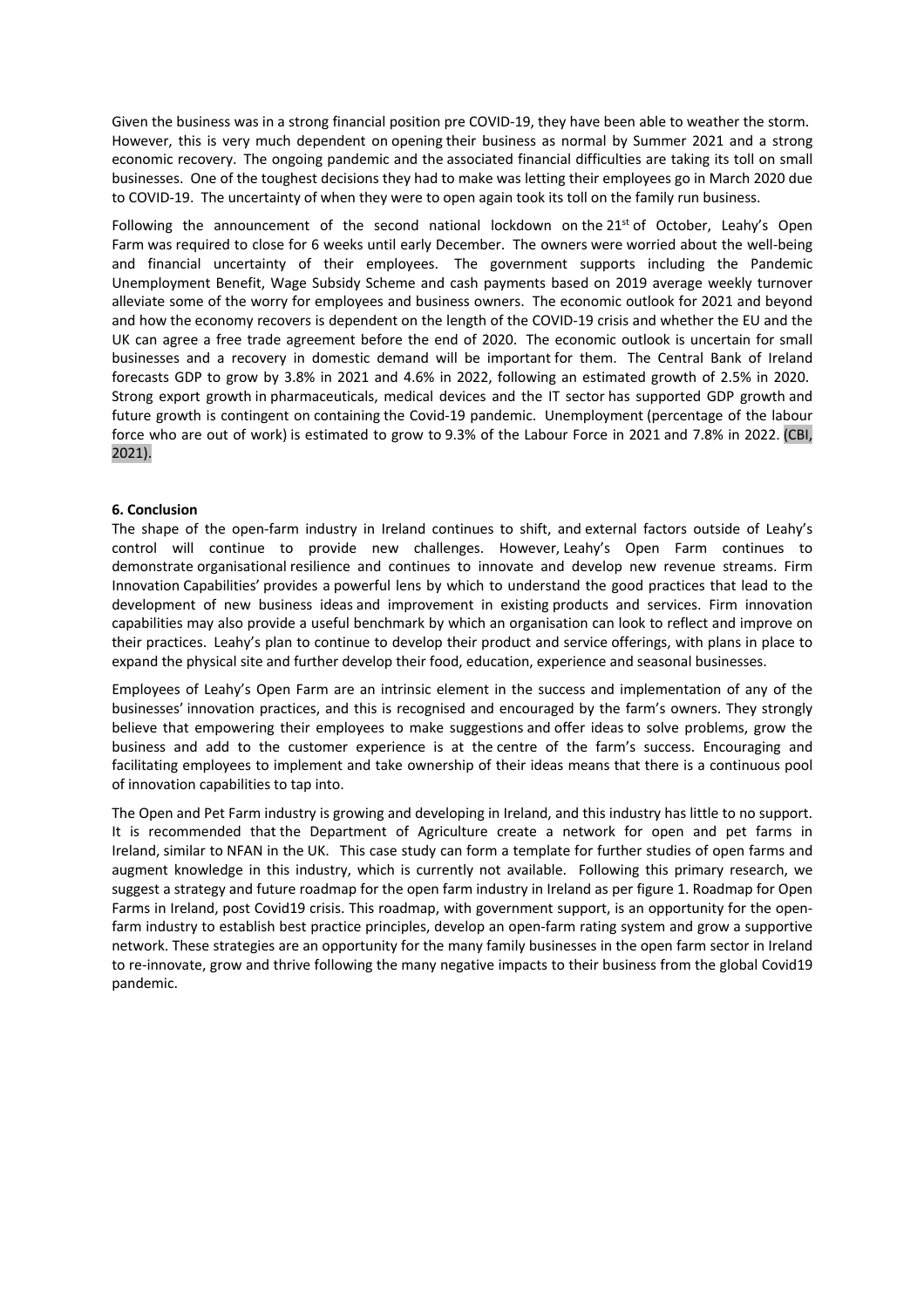Given the business was in a strong financial position pre COVID-19, they have been able to weather the storm. However, this is very much dependent on opening their business as normal by Summer 2021 and a strong economic recovery. The ongoing pandemic and the associated financial difficulties are taking its toll on small businesses. One of the toughest decisions they had to make was letting their employees go in March 2020 due to COVID-19. The uncertainty of when they were to open again took its toll on the family run business.

Following the announcement of the second national lockdown on the 21st of October, Leahy's Open Farm was required to close for 6 weeks until early December. The owners were worried about the well-being and financial uncertainty of their employees. The government supports including the Pandemic Unemployment Benefit, Wage Subsidy Scheme and cash payments based on 2019 average weekly turnover alleviate some of the worry for employees and business owners. The economic outlook for 2021 and beyond and how the economy recovers is dependent on the length of the COVID-19 crisis and whether the EU and the UK can agree a free trade agreement before the end of 2020. The economic outlook is uncertain for small businesses and a recovery in domestic demand will be important for them. The Central Bank of Ireland forecasts GDP to grow by 3.8% in 2021 and 4.6% in 2022, following an estimated growth of 2.5% in 2020. Strong export growth in pharmaceuticals, medical devices and the IT sector has supported GDP growth and future growth is contingent on containing the Covid-19 pandemic. Unemployment (percentage of the labour force who are out of work) is estimated to grow to 9.3% of the Labour Force in 2021 and 7.8% in 2022. (CBI, 2021).

**6. Conclusion**

The shape of the open-farm industry in Ireland continues to shift, and external factors outside of Leahy's control will continue to provide new challenges. However, Leahy's Open Farm continues to demonstrate organisational resilience and continues to innovate and develop new revenue streams. Firm Innovation Capabilities' provides a powerful lens by which to understand the good practices that lead to the development of new business ideas and improvement in existing products and services. Firm innovation capabilities may also provide a useful benchmark by which an organisation can look to reflect and improve on their practices. Leahy's plan to continue to develop their product and service offerings, with plans in place to expand the physical site and further develop their food, education, experience and seasonal businesses.

Employees of Leahy's Open Farm are an intrinsic element in the success and implementation of any of the businesses' innovation practices, and this is recognised and encouraged by the farm's owners. They strongly believe that empowering their employees to make suggestions and offer ideas to solve problems, grow the business and add to the customer experience is at the centre of the farm's success. Encouraging and facilitating employees to implement and take ownership of their ideas means that there is a continuous pool of innovation capabilities to tap into.

The Open and Pet Farm industry is growing and developing in Ireland, and this industry has little to no support. It is recommended that the Department of Agriculture create a network for open and pet farms in Ireland, similar to NFAN in the UK. This case study can form a template for further studies of open farms and augment knowledge in this industry, which is currently not available. Following this primary research, we suggest a strategy and future roadmap for the open farm industry in Ireland as per figure 1. Roadmap for Open Farms in Ireland, post Covid19 crisis. This roadmap, with government support, is an opportunity for the open-farm industry to establish best practice principles, develop an open-farm rating system and grow a supportive network. These strategies are an opportunity for the many family businesses in the open farm sector in Ireland to re-innovate, grow and thrive following the many negative impacts to their business from the global Covid19 pandemic.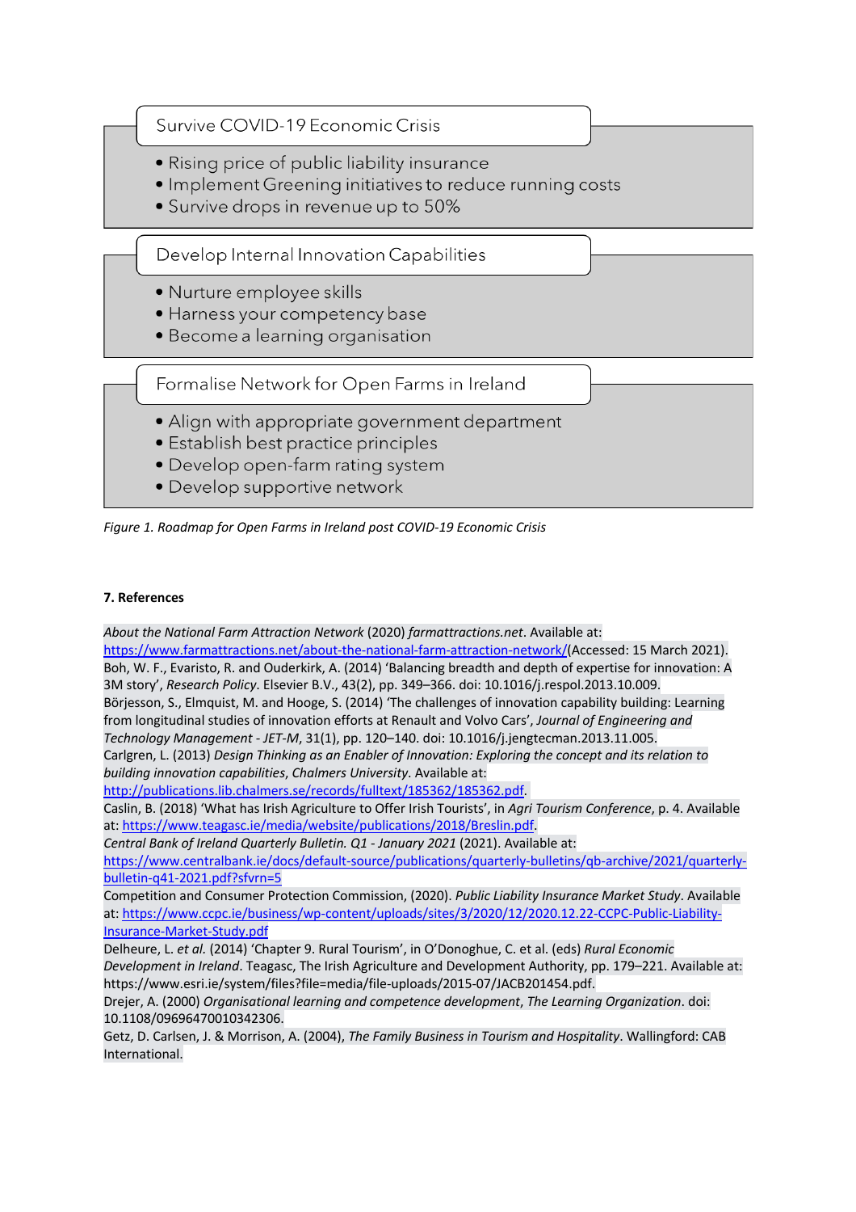**Survive COVID-19 Economic Crisis**

- Rising price of public liability insurance
- Implement Greening initiatives to reduce running costs
- Survive drops in revenue up to 50%

**Develop Internal Innovation Capabilities**

- Nurture employee skills
- Harness your competency base
- Become a learning organisation

**Formalise Network for Open Farms in Ireland**

- Align with appropriate government department
- Establish best practice principles
- Develop open-farm rating system
- Develop supportive network

*Figure 1. Roadmap for Open Farms in Ireland post COVID-19 Economic Crisis*

## 7. References

*About the National Farm Attraction Network* (2020) *farmattractions.net*. Available at: https://www.farmattractions.net/about-the-national-farm-attraction-network/(Accessed: 15 March 2021).

Boh, W. F., Evaristo, R. and Ouderkirk, A. (2014) 'Balancing breadth and depth of expertise for innovation: A 3M story', *Research Policy*. Elsevier B.V., 43(2), pp. 349–366. doi: 10.1016/j.respol.2013.10.009.

Börjesson, S., Elmquist, M. and Hooge, S. (2014) 'The challenges of innovation capability building: Learning from longitudinal studies of innovation efforts at Renault and Volvo Cars', *Journal of Engineering and Technology Management - JET-M*, 31(1), pp. 120–140. doi: 10.1016/j.jengtecman.2013.11.005.

Carlgren, L. (2013) *Design Thinking as an Enabler of Innovation: Exploring the concept and its relation to building innovation capabilities*, *Chalmers University*. Available at: http://publications.lib.chalmers.se/records/fulltext/185362/185362.pdf.

Caslin, B. (2018) 'What has Irish Agriculture to Offer Irish Tourists', in *Agri Tourism Conference*, p. 4. Available at: https://www.teagasc.ie/media/website/publications/2018/Breslin.pdf.

*Central Bank of Ireland Quarterly Bulletin. Q1 - January 2021* (2021). Available at: https://www.centralbank.ie/docs/default-source/publications/quarterly-bulletins/qb-archive/2021/quarterly-bulletin-q41-2021.pdf?sfvrn=5

Competition and Consumer Protection Commission, (2020). *Public Liability Insurance Market Study*. Available at: https://www.ccpc.ie/business/wp-content/uploads/sites/3/2020/12/2020.12.22-CCPC-Public-Liability-Insurance-Market-Study.pdf

Delheure, L. *et al.* (2014) 'Chapter 9. Rural Tourism', in O'Donoghue, C. et al. (eds) *Rural Economic Development in Ireland*. Teagasc, The Irish Agriculture and Development Authority, pp. 179–221. Available at: https://www.esri.ie/system/files?file=media/file-uploads/2015-07/JACB201454.pdf.

Drejer, A. (2000) *Organisational learning and competence development*, *The Learning Organization*. doi: 10.1108/09696470010342306.

Getz, D. Carlsen, J. & Morrison, A. (2004), *The Family Business in Tourism and Hospitality*. Wallingford: CAB International.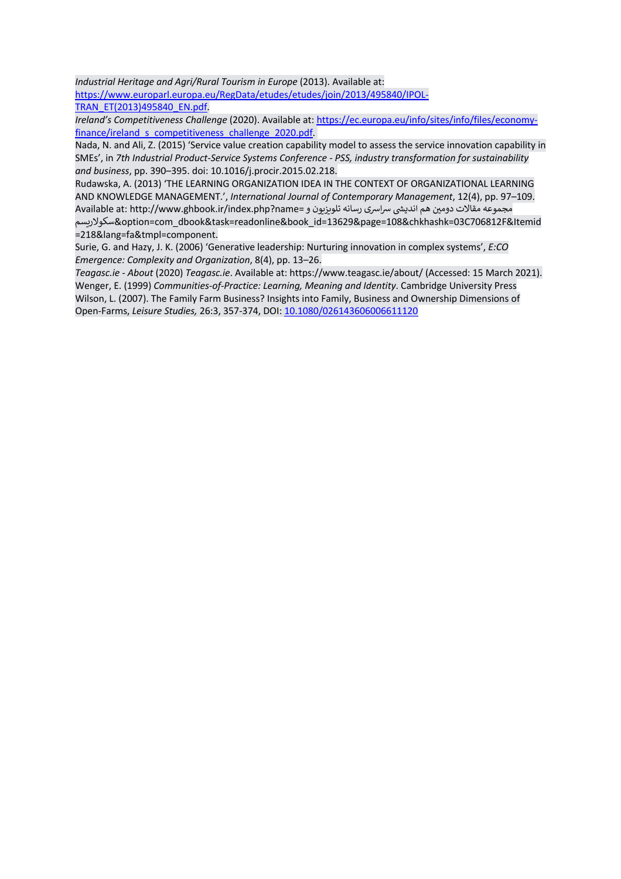*Industrial Heritage and Agri/Rural Tourism in Europe* (2013). Available at: https://www.europarl.europa.eu/RegData/etudes/etudes/join/2013/495840/IPOL-TRAN_ET(2013)495840_EN.pdf.

*Ireland's Competitiveness Challenge* (2020). Available at: https://ec.europa.eu/info/sites/info/files/economy-finance/ireland_s_competitiveness_challenge_2020.pdf.

Nada, N. and Ali, Z. (2015) 'Service value creation capability model to assess the service innovation capability in SMEs', in *7th Industrial Product-Service Systems Conference - PSS, industry transformation for sustainability and business*, pp. 390–395. doi: 10.1016/j.procir.2015.02.218.

Rudawska, A. (2013) 'THE LEARNING ORGANIZATION IDEA IN THE CONTEXT OF ORGANIZATIONAL LEARNING AND KNOWLEDGE MANAGEMENT.', *International Journal of Contemporary Management*, 12(4), pp. 97–109. Available at: http://www.ghbook.ir/index.php?name=مجموعه مقالات دومین هم اندیشی سراسری رسانه تلویزیون و سکولاریسم&option=com_dbook&task=readonline&book_id=13629&page=108&chkhashk=03C706812F&Itemid=218&lang=fa&tmpl=component.

Surie, G. and Hazy, J. K. (2006) 'Generative leadership: Nurturing innovation in complex systems', *E:CO Emergence: Complexity and Organization*, 8(4), pp. 13–26.

*Teagasc.ie - About* (2020) *Teagasc.ie*. Available at: https://www.teagasc.ie/about/ (Accessed: 15 March 2021).

Wenger, E. (1999) *Communities-of-Practice: Learning, Meaning and Identity*. Cambridge University Press

Wilson, L. (2007). The Family Farm Business? Insights into Family, Business and Ownership Dimensions of Open-Farms, *Leisure Studies,* 26:3, 357-374, DOI: 10.1080/02614360600661120